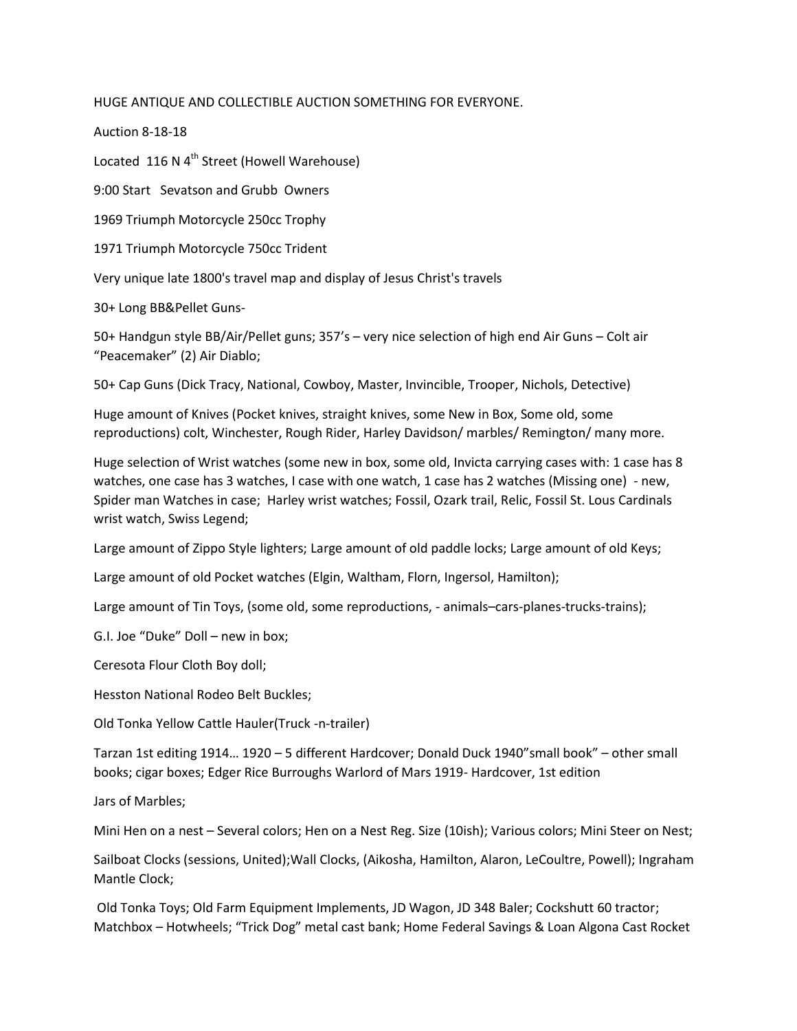HUGE ANTIQUE AND COLLECTIBLE AUCTION SOMETHING FOR EVERYONE.

Auction 8-18-18

Located 116 N 4th Street (Howell Warehouse)

9:00 Start Sevatson and Grubb Owners

1969 Triumph Motorcycle 250cc Trophy

1971 Triumph Motorcycle 750cc Trident

Very unique late 1800's travel map and display of Jesus Christ's travels

30+ Long BB&Pellet Guns-

50+ Handgun style BB/Air/Pellet guns; 357's – very nice selection of high end Air Guns – Colt air "Peacemaker" (2) Air Diablo;

50+ Cap Guns (Dick Tracy, National, Cowboy, Master, Invincible, Trooper, Nichols, Detective)

Huge amount of Knives (Pocket knives, straight knives, some New in Box, Some old, some reproductions) colt, Winchester, Rough Rider, Harley Davidson/ marbles/ Remington/ many more.

Huge selection of Wrist watches (some new in box, some old, Invicta carrying cases with: 1 case has 8 watches, one case has 3 watches, I case with one watch, 1 case has 2 watches (Missing one) - new, Spider man Watches in case; Harley wrist watches; Fossil, Ozark trail, Relic, Fossil St. Lous Cardinals wrist watch, Swiss Legend;

Large amount of Zippo Style lighters; Large amount of old paddle locks; Large amount of old Keys;

Large amount of old Pocket watches (Elgin, Waltham, Florn, Ingersol, Hamilton);

Large amount of Tin Toys, (some old, some reproductions, - animals–cars-planes-trucks-trains);

G.I. Joe "Duke" Doll – new in box;

Ceresota Flour Cloth Boy doll;

Hesston National Rodeo Belt Buckles;

Old Tonka Yellow Cattle Hauler(Truck -n-trailer)

Tarzan 1st editing 1914… 1920 – 5 different Hardcover; Donald Duck 1940"small book" – other small books; cigar boxes; Edger Rice Burroughs Warlord of Mars 1919- Hardcover, 1st edition

Jars of Marbles;

Mini Hen on a nest – Several colors; Hen on a Nest Reg. Size (10ish); Various colors; Mini Steer on Nest;

Sailboat Clocks (sessions, United);Wall Clocks, (Aikosha, Hamilton, Alaron, LeCoultre, Powell); Ingraham Mantle Clock;

Old Tonka Toys; Old Farm Equipment Implements, JD Wagon, JD 348 Baler; Cockshutt 60 tractor; Matchbox – Hotwheels; "Trick Dog" metal cast bank; Home Federal Savings & Loan Algona Cast Rocket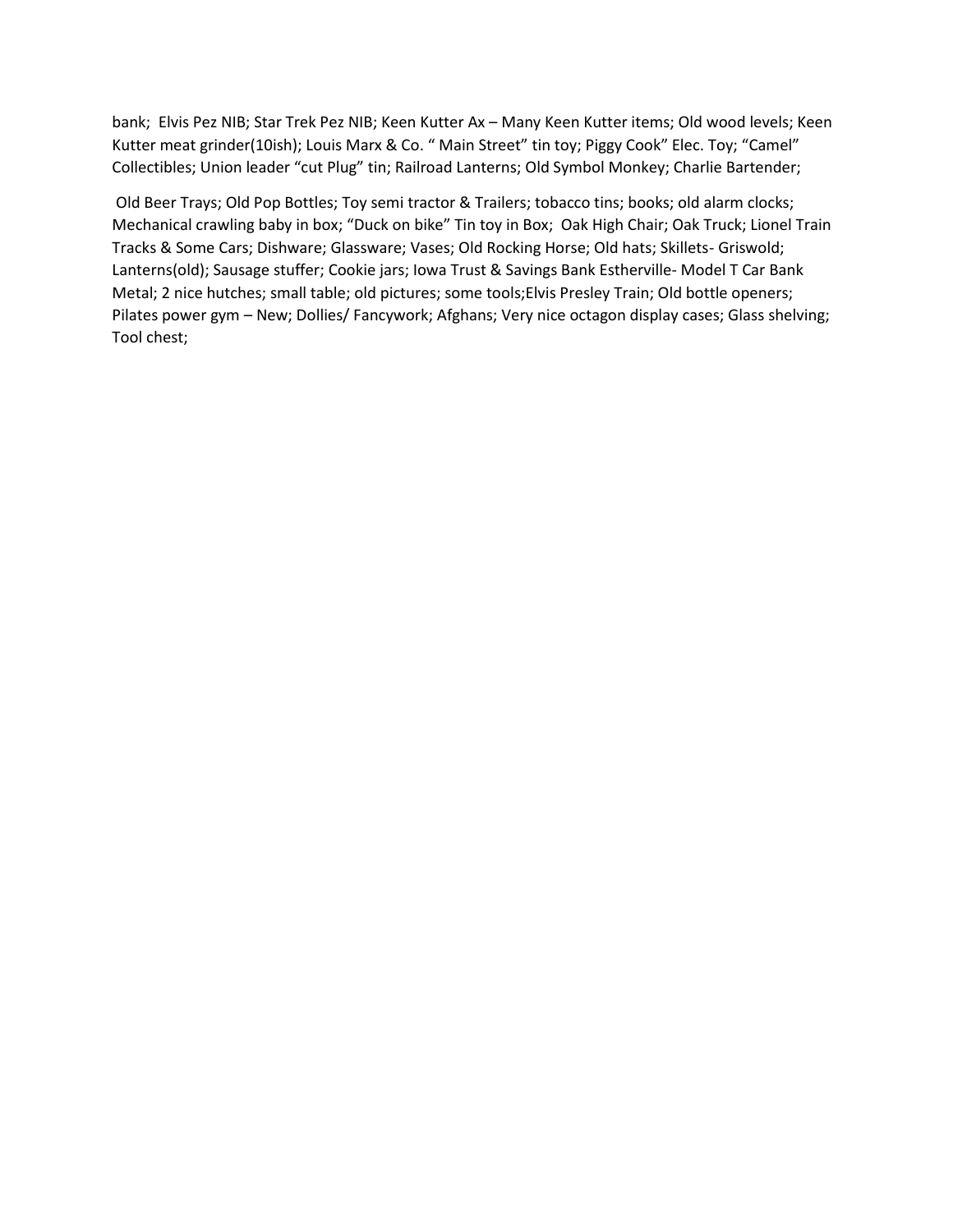bank;  Elvis Pez NIB; Star Trek Pez NIB; Keen Kutter Ax – Many Keen Kutter items; Old wood levels; Keen Kutter meat grinder(10ish); Louis Marx & Co. " Main Street" tin toy; Piggy Cook" Elec. Toy; "Camel" Collectibles; Union leader "cut Plug" tin; Railroad Lanterns; Old Symbol Monkey; Charlie Bartender;

Old Beer Trays; Old Pop Bottles; Toy semi tractor & Trailers; tobacco tins; books; old alarm clocks; Mechanical crawling baby in box; "Duck on bike" Tin toy in Box;  Oak High Chair; Oak Truck; Lionel Train Tracks & Some Cars; Dishware; Glassware; Vases; Old Rocking Horse; Old hats; Skillets- Griswold; Lanterns(old); Sausage stuffer; Cookie jars; Iowa Trust & Savings Bank Estherville- Model T Car Bank Metal; 2 nice hutches; small table; old pictures; some tools;Elvis Presley Train; Old bottle openers; Pilates power gym – New; Dollies/ Fancywork; Afghans; Very nice octagon display cases; Glass shelving; Tool chest;